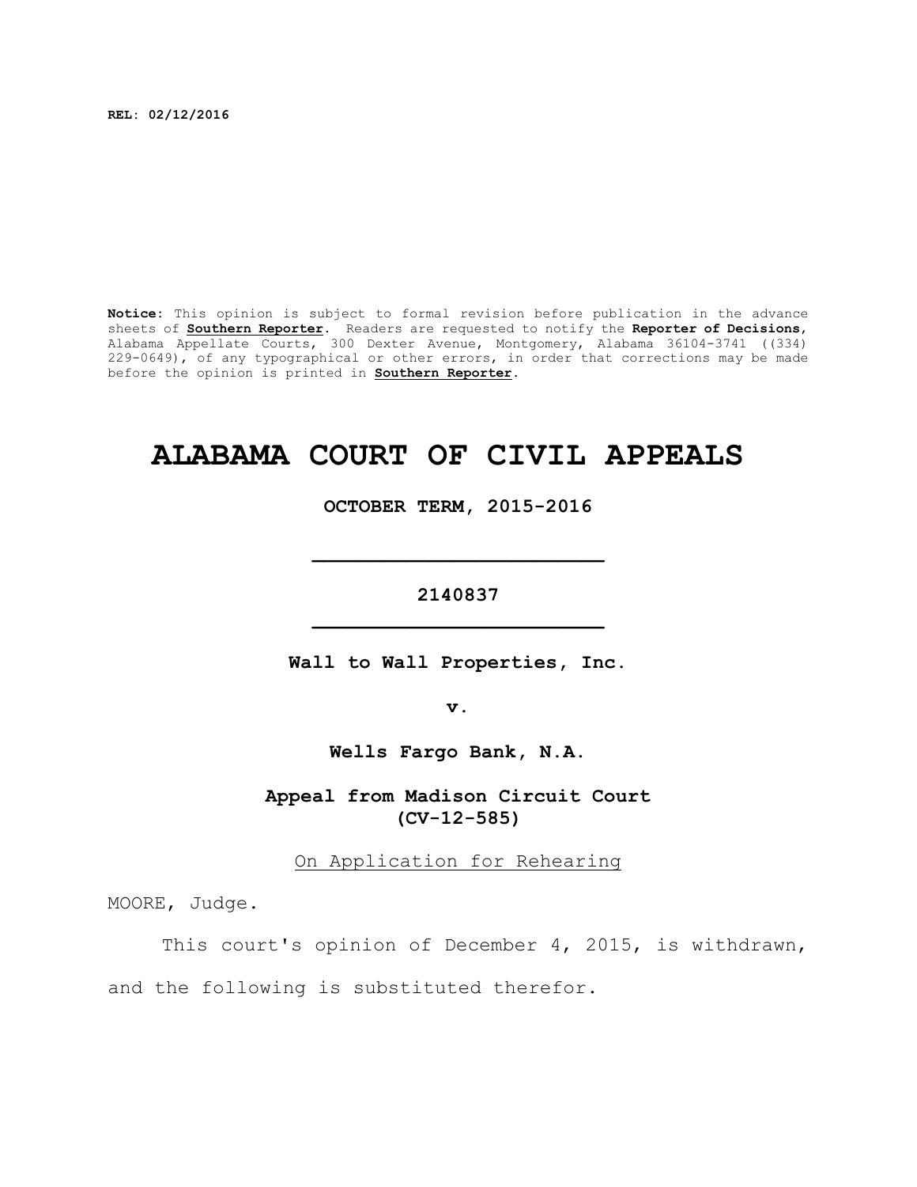**REL: 02/12/2016**

**Notice:** This opinion is subject to formal revision before publication in the advance sheets of **Southern Reporter**. Readers are requested to notify the **Reporter of Decisions**, Alabama Appellate Courts, 300 Dexter Avenue, Montgomery, Alabama 36104-3741 ((334) 229-0649), of any typographical or other errors, in order that corrections may be made before the opinion is printed in **Southern Reporter**.

# ALABAMA COURT OF CIVIL APPEALS

**OCTOBER TERM, 2015-2016**

---

**2140837**

---

**Wall to Wall Properties, Inc.**

**v.**

**Wells Fargo Bank, N.A.**

**Appeal from Madison Circuit Court (CV-12-585)**

On Application for Rehearing

MOORE, Judge.

This court's opinion of December 4, 2015, is withdrawn, and the following is substituted therefor.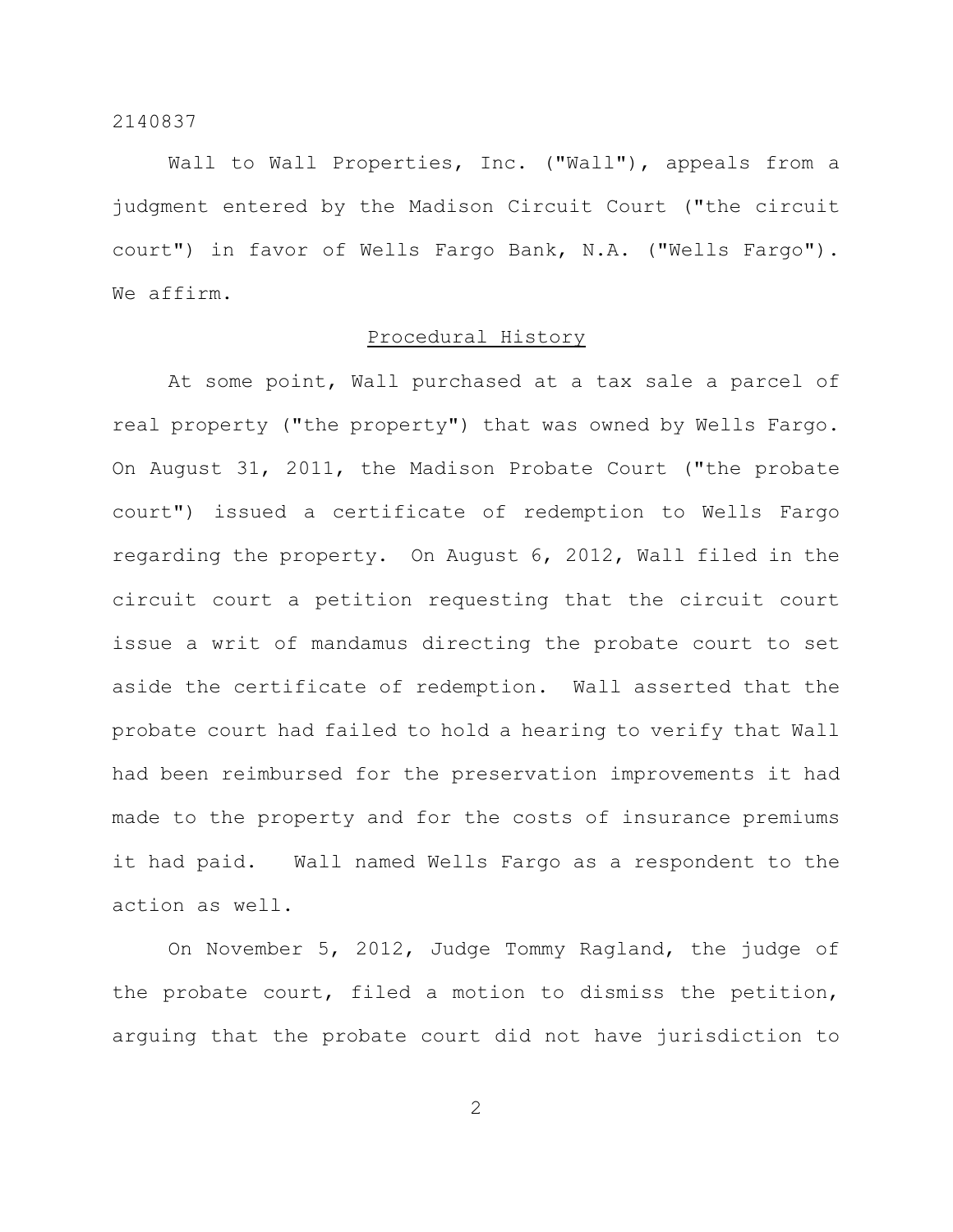Wall to Wall Properties, Inc. ("Wall"), appeals from a judgment entered by the Madison Circuit Court ("the circuit court") in favor of Wells Fargo Bank, N.A. ("Wells Fargo"). We affirm.

## Procedural History

At some point, Wall purchased at a tax sale a parcel of real property ("the property") that was owned by Wells Fargo. On August 31, 2011, the Madison Probate Court ("the probate court") issued a certificate of redemption to Wells Fargo regarding the property. On August 6, 2012, Wall filed in the circuit court a petition requesting that the circuit court issue a writ of mandamus directing the probate court to set aside the certificate of redemption. Wall asserted that the probate court had failed to hold a hearing to verify that Wall had been reimbursed for the preservation improvements it had made to the property and for the costs of insurance premiums it had paid. Wall named Wells Fargo as a respondent to the action as well.

On November 5, 2012, Judge Tommy Ragland, the judge of the probate court, filed a motion to dismiss the petition, arguing that the probate court did not have jurisdiction to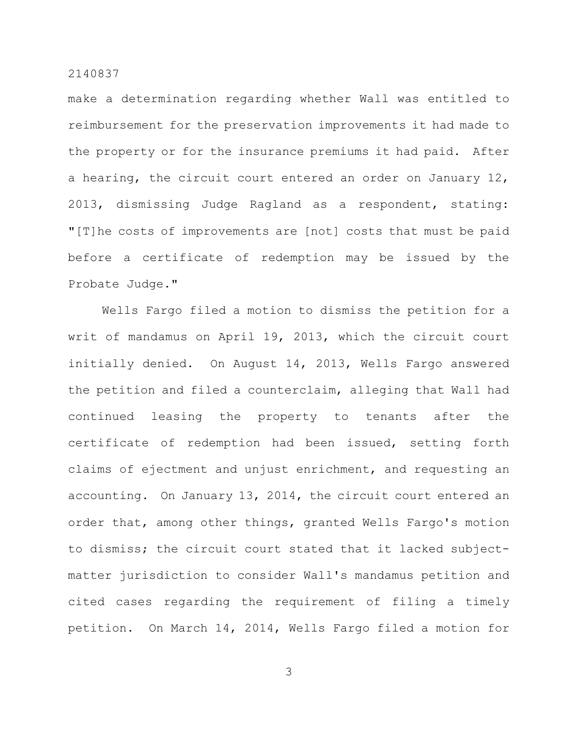make a determination regarding whether Wall was entitled to reimbursement for the preservation improvements it had made to the property or for the insurance premiums it had paid. After a hearing, the circuit court entered an order on January 12, 2013, dismissing Judge Ragland as a respondent, stating: "[T]he costs of improvements are [not] costs that must be paid before a certificate of redemption may be issued by the Probate Judge."

Wells Fargo filed a motion to dismiss the petition for a writ of mandamus on April 19, 2013, which the circuit court initially denied. On August 14, 2013, Wells Fargo answered the petition and filed a counterclaim, alleging that Wall had continued leasing the property to tenants after the certificate of redemption had been issued, setting forth claims of ejectment and unjust enrichment, and requesting an accounting. On January 13, 2014, the circuit court entered an order that, among other things, granted Wells Fargo's motion to dismiss; the circuit court stated that it lacked subject-matter jurisdiction to consider Wall's mandamus petition and cited cases regarding the requirement of filing a timely petition. On March 14, 2014, Wells Fargo filed a motion for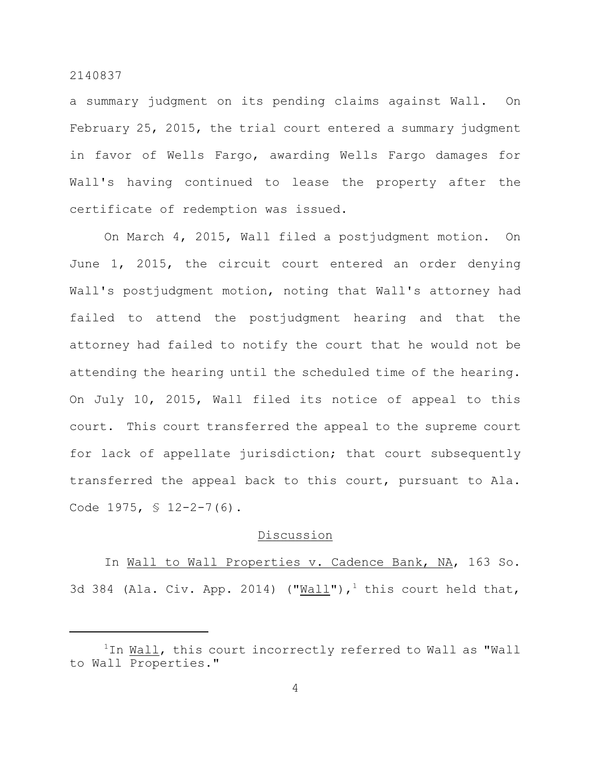a summary judgment on its pending claims against Wall. On February 25, 2015, the trial court entered a summary judgment in favor of Wells Fargo, awarding Wells Fargo damages for Wall's having continued to lease the property after the certificate of redemption was issued.

On March 4, 2015, Wall filed a postjudgment motion. On June 1, 2015, the circuit court entered an order denying Wall's postjudgment motion, noting that Wall's attorney had failed to attend the postjudgment hearing and that the attorney had failed to notify the court that he would not be attending the hearing until the scheduled time of the hearing. On July 10, 2015, Wall filed its notice of appeal to this court. This court transferred the appeal to the supreme court for lack of appellate jurisdiction; that court subsequently transferred the appeal back to this court, pursuant to Ala. Code 1975, § 12-2-7(6).

## Discussion

In Wall to Wall Properties v. Cadence Bank, NA, 163 So. 3d 384 (Ala. Civ. App. 2014) ("Wall"),[1] this court held that,

---

[1] In Wall, this court incorrectly referred to Wall as "Wall to Wall Properties."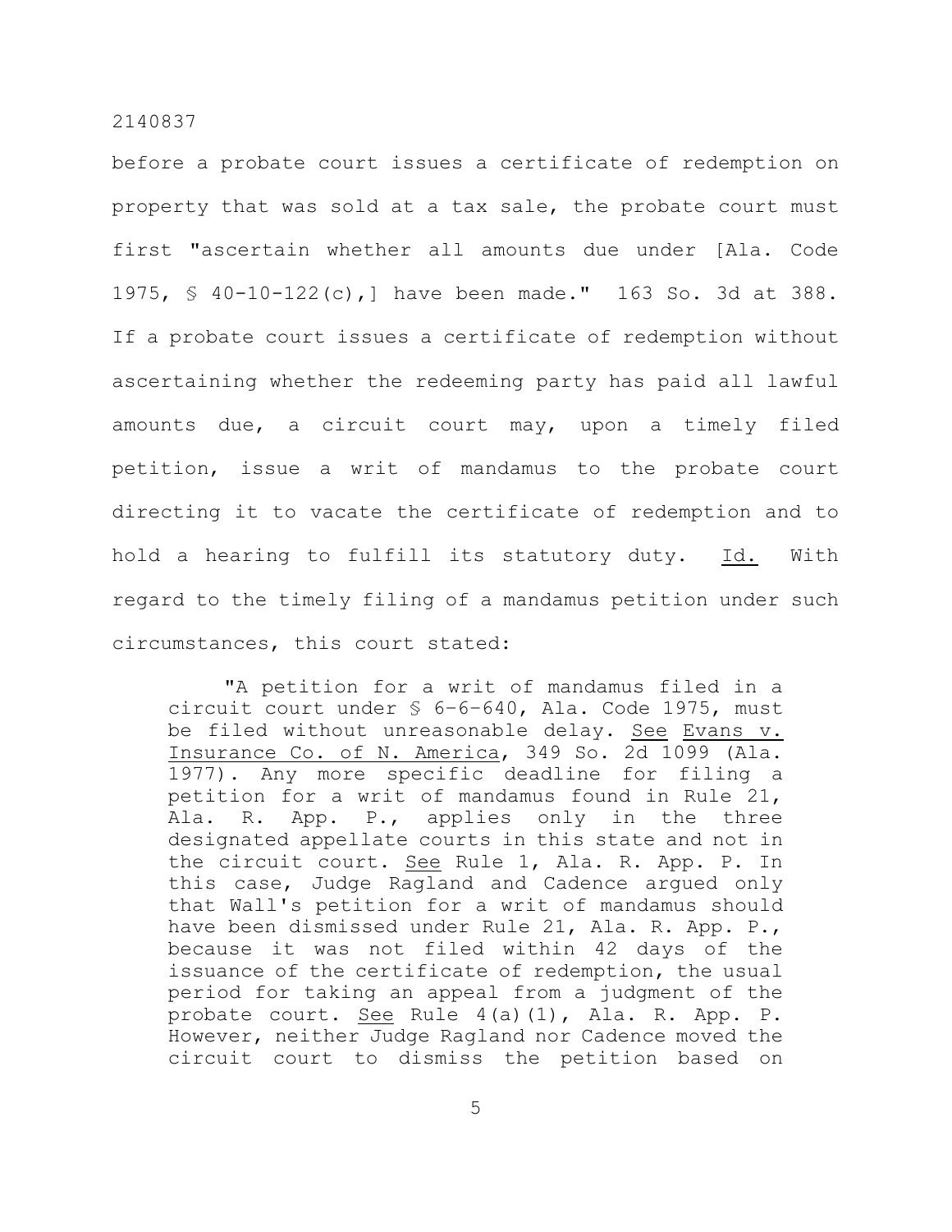before a probate court issues a certificate of redemption on property that was sold at a tax sale, the probate court must first "ascertain whether all amounts due under [Ala. Code 1975, § 40-10-122(c),] have been made." 163 So. 3d at 388. If a probate court issues a certificate of redemption without ascertaining whether the redeeming party has paid all lawful amounts due, a circuit court may, upon a timely filed petition, issue a writ of mandamus to the probate court directing it to vacate the certificate of redemption and to hold a hearing to fulfill its statutory duty. Id. With regard to the timely filing of a mandamus petition under such circumstances, this court stated:

> "A petition for a writ of mandamus filed in a circuit court under § 6-6-640, Ala. Code 1975, must be filed without unreasonable delay. See Evans v. Insurance Co. of N. America, 349 So. 2d 1099 (Ala. 1977). Any more specific deadline for filing a petition for a writ of mandamus found in Rule 21, Ala. R. App. P., applies only in the three designated appellate courts in this state and not in the circuit court. See Rule 1, Ala. R. App. P. In this case, Judge Ragland and Cadence argued only that Wall's petition for a writ of mandamus should have been dismissed under Rule 21, Ala. R. App. P., because it was not filed within 42 days of the issuance of the certificate of redemption, the usual period for taking an appeal from a judgment of the probate court. See Rule 4(a)(1), Ala. R. App. P. However, neither Judge Ragland nor Cadence moved the circuit court to dismiss the petition based on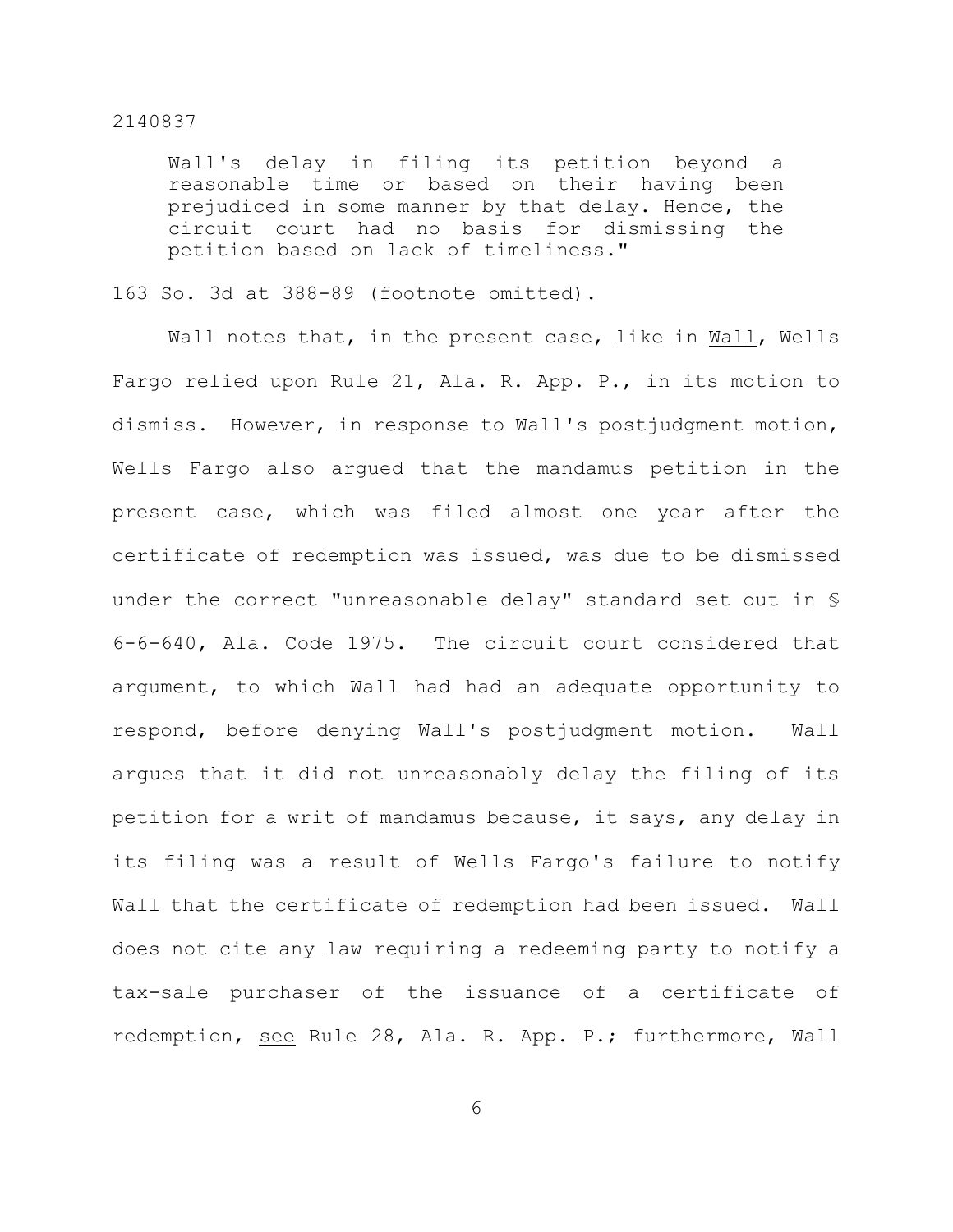> Wall's delay in filing its petition beyond a reasonable time or based on their having been prejudiced in some manner by that delay. Hence, the circuit court had no basis for dismissing the petition based on lack of timeliness."

163 So. 3d at 388-89 (footnote omitted).

Wall notes that, in the present case, like in Wall, Wells Fargo relied upon Rule 21, Ala. R. App. P., in its motion to dismiss. However, in response to Wall's postjudgment motion, Wells Fargo also argued that the mandamus petition in the present case, which was filed almost one year after the certificate of redemption was issued, was due to be dismissed under the correct "unreasonable delay" standard set out in § 6-6-640, Ala. Code 1975. The circuit court considered that argument, to which Wall had had an adequate opportunity to respond, before denying Wall's postjudgment motion. Wall argues that it did not unreasonably delay the filing of its petition for a writ of mandamus because, it says, any delay in its filing was a result of Wells Fargo's failure to notify Wall that the certificate of redemption had been issued. Wall does not cite any law requiring a redeeming party to notify a tax-sale purchaser of the issuance of a certificate of redemption, see Rule 28, Ala. R. App. P.; furthermore, Wall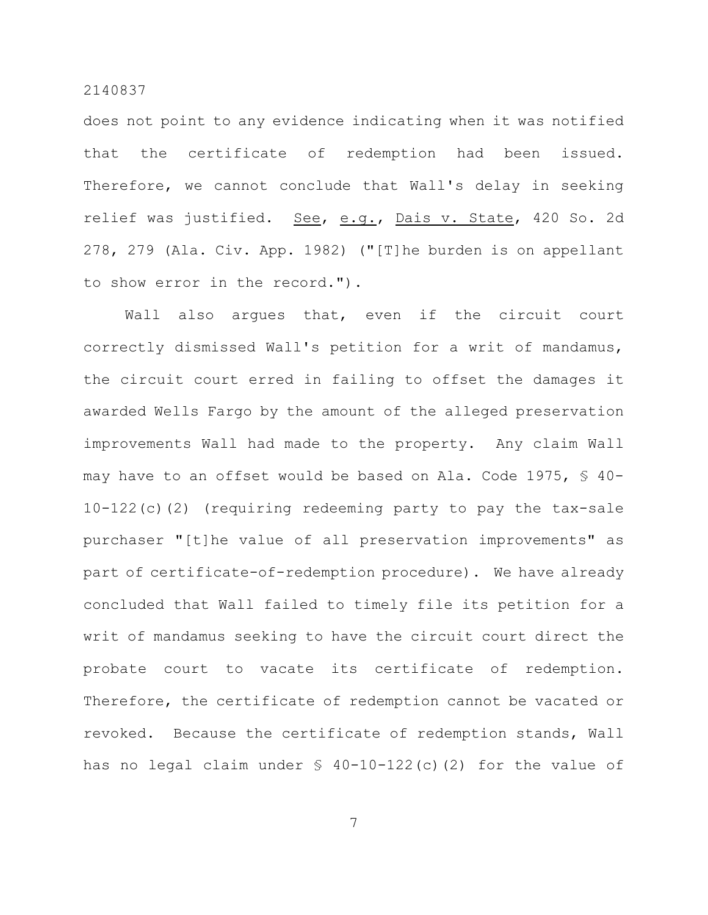does not point to any evidence indicating when it was notified that the certificate of redemption had been issued. Therefore, we cannot conclude that Wall's delay in seeking relief was justified. See, e.g., Dais v. State, 420 So. 2d 278, 279 (Ala. Civ. App. 1982) ("[T]he burden is on appellant to show error in the record.").

Wall also argues that, even if the circuit court correctly dismissed Wall's petition for a writ of mandamus, the circuit court erred in failing to offset the damages it awarded Wells Fargo by the amount of the alleged preservation improvements Wall had made to the property. Any claim Wall may have to an offset would be based on Ala. Code 1975, § 40-10-122(c)(2) (requiring redeeming party to pay the tax-sale purchaser "[t]he value of all preservation improvements" as part of certificate-of-redemption procedure). We have already concluded that Wall failed to timely file its petition for a writ of mandamus seeking to have the circuit court direct the probate court to vacate its certificate of redemption. Therefore, the certificate of redemption cannot be vacated or revoked. Because the certificate of redemption stands, Wall has no legal claim under § 40-10-122(c)(2) for the value of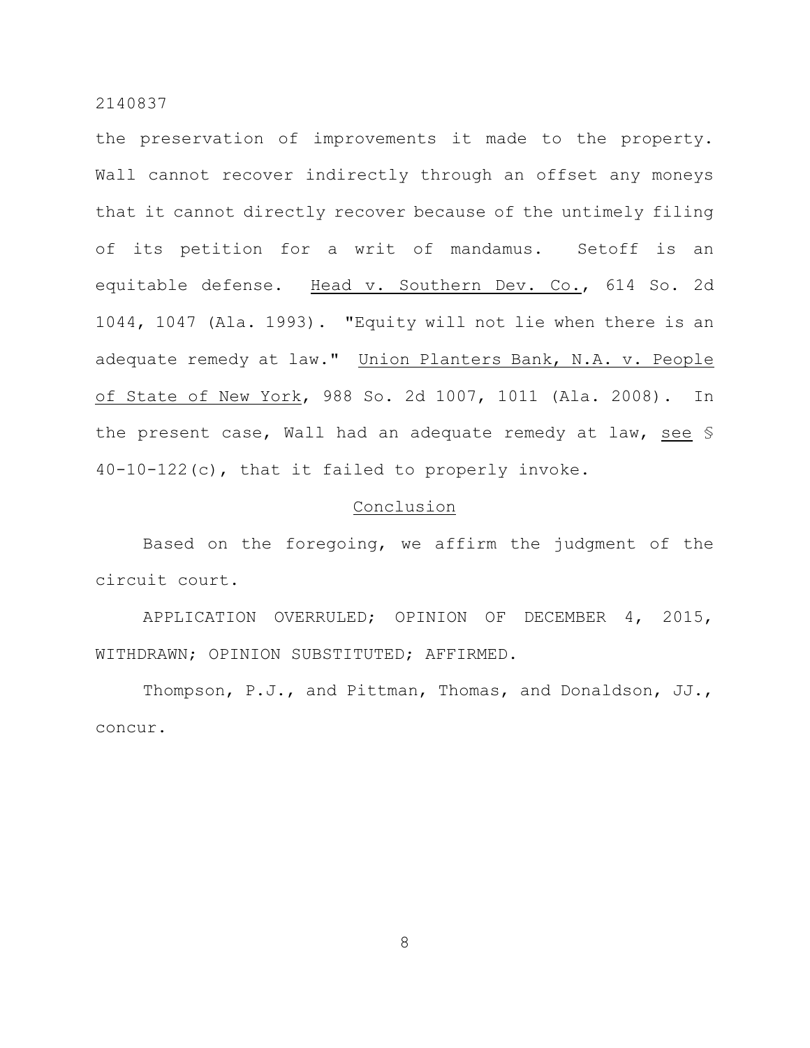the preservation of improvements it made to the property. Wall cannot recover indirectly through an offset any moneys that it cannot directly recover because of the untimely filing of its petition for a writ of mandamus. Setoff is an equitable defense. Head v. Southern Dev. Co., 614 So. 2d 1044, 1047 (Ala. 1993). "Equity will not lie when there is an adequate remedy at law." Union Planters Bank, N.A. v. People of State of New York, 988 So. 2d 1007, 1011 (Ala. 2008). In the present case, Wall had an adequate remedy at law, see § 40-10-122(c), that it failed to properly invoke.

## Conclusion

Based on the foregoing, we affirm the judgment of the circuit court.

APPLICATION OVERRULED; OPINION OF DECEMBER 4, 2015, WITHDRAWN; OPINION SUBSTITUTED; AFFIRMED.

Thompson, P.J., and Pittman, Thomas, and Donaldson, JJ., concur.